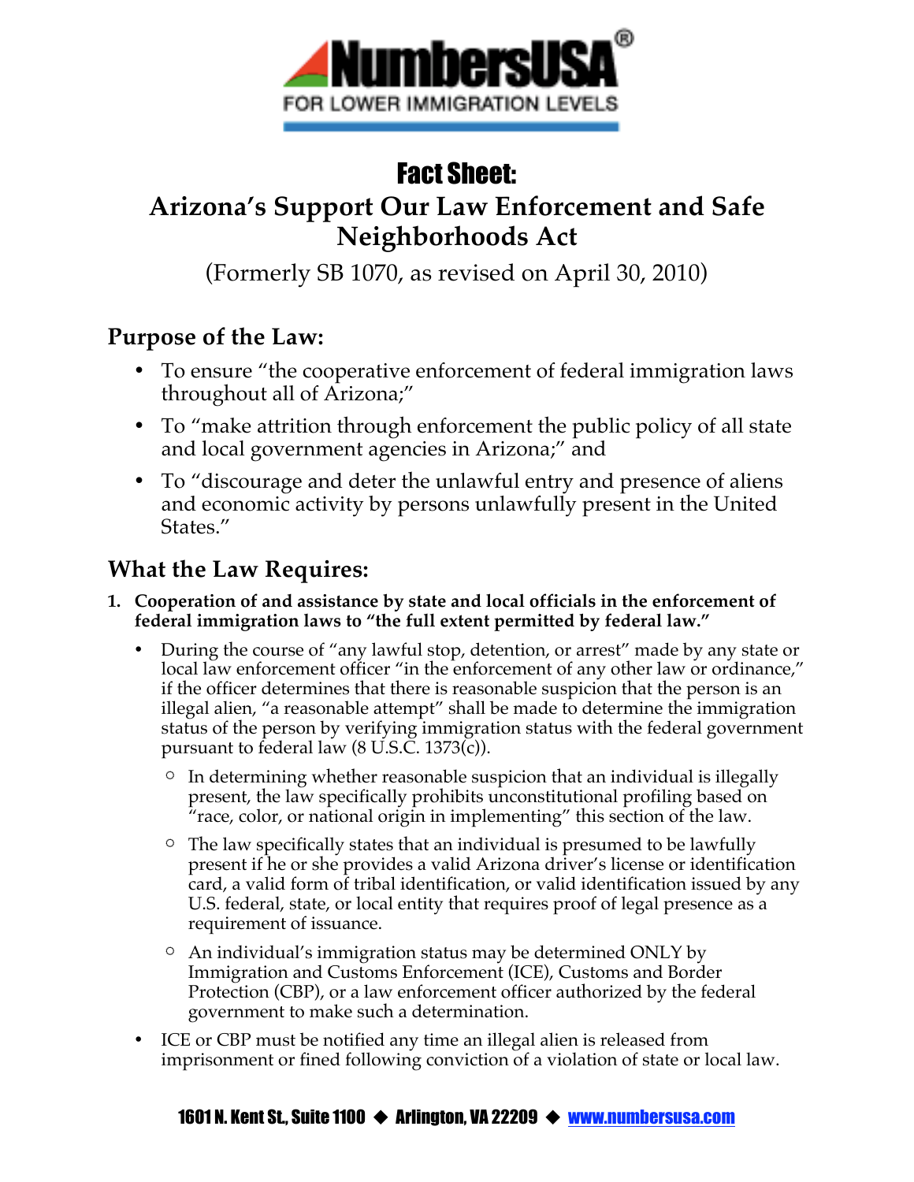NumbersUSA®

FOR LOWER IMMIGRATION LEVELS

# Fact Sheet:

# Arizona's Support Our Law Enforcement and Safe Neighborhoods Act

(Formerly SB 1070, as revised on April 30, 2010)

## Purpose of the Law:

- To ensure "the cooperative enforcement of federal immigration laws throughout all of Arizona;"
- To "make attrition through enforcement the public policy of all state and local government agencies in Arizona;" and
- To "discourage and deter the unlawful entry and presence of aliens and economic activity by persons unlawfully present in the United States."

## What the Law Requires:

1. **Cooperation of and assistance by state and local officials in the enforcement of federal immigration laws to "the full extent permitted by federal law."**
   - During the course of "any lawful stop, detention, or arrest" made by any state or local law enforcement officer "in the enforcement of any other law or ordinance," if the officer determines that there is reasonable suspicion that the person is an illegal alien, "a reasonable attempt" shall be made to determine the immigration status of the person by verifying immigration status with the federal government pursuant to federal law (8 U.S.C. 1373(c)).
     - In determining whether reasonable suspicion that an individual is illegally present, the law specifically prohibits unconstitutional profiling based on "race, color, or national origin in implementing" this section of the law.
     - The law specifically states that an individual is presumed to be lawfully present if he or she provides a valid Arizona driver's license or identification card, a valid form of tribal identification, or valid identification issued by any U.S. federal, state, or local entity that requires proof of legal presence as a requirement of issuance.
     - An individual's immigration status may be determined ONLY by Immigration and Customs Enforcement (ICE), Customs and Border Protection (CBP), or a law enforcement officer authorized by the federal government to make such a determination.
   - ICE or CBP must be notified any time an illegal alien is released from imprisonment or fined following conviction of a violation of state or local law.

1601 N. Kent St., Suite 1100 ◆ Arlington, VA 22209 ◆ www.numbersusa.com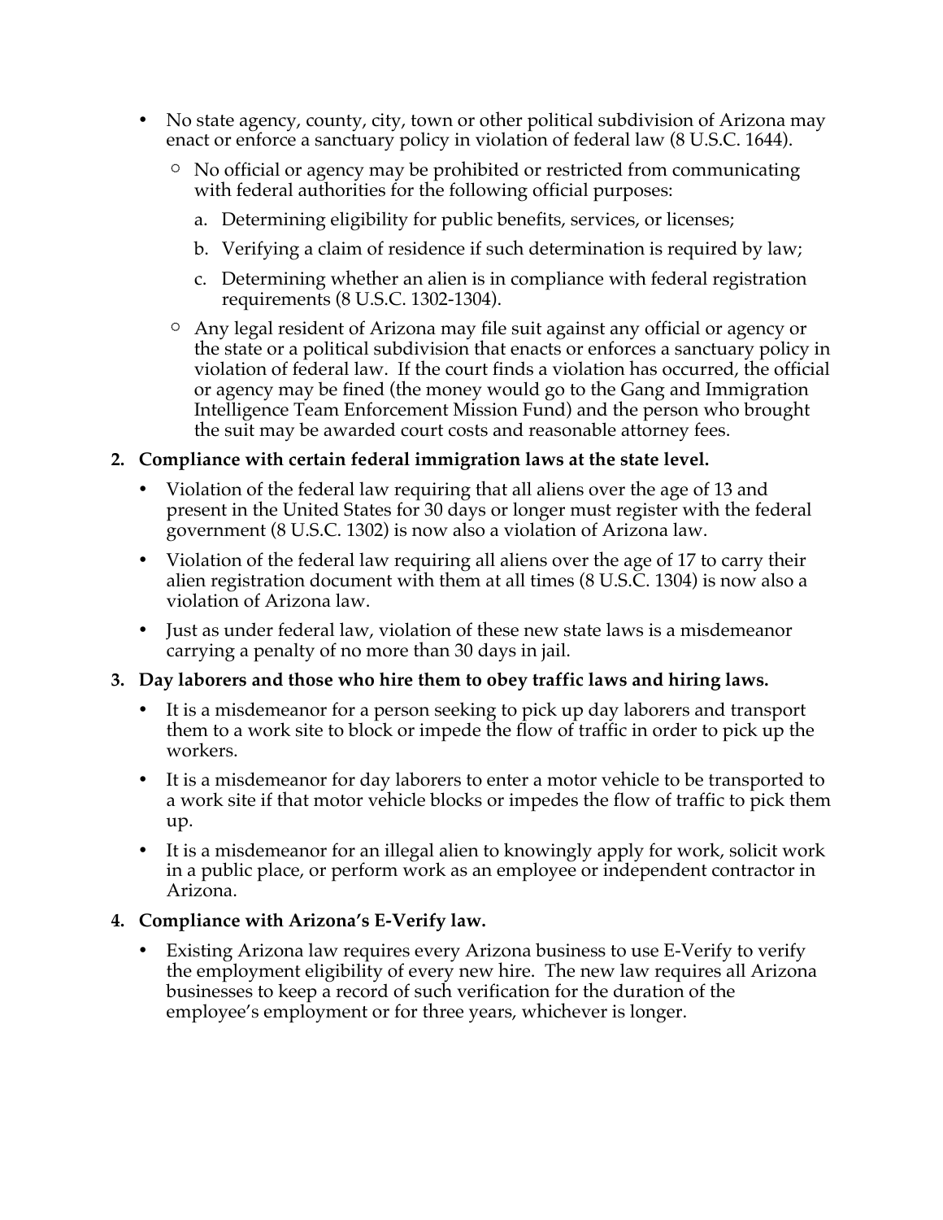- No state agency, county, city, town or other political subdivision of Arizona may enact or enforce a sanctuary policy in violation of federal law (8 U.S.C. 1644).
  - No official or agency may be prohibited or restricted from communicating with federal authorities for the following official purposes:
    a. Determining eligibility for public benefits, services, or licenses;
    b. Verifying a claim of residence if such determination is required by law;
    c. Determining whether an alien is in compliance with federal registration requirements (8 U.S.C. 1302-1304).
  - Any legal resident of Arizona may file suit against any official or agency or the state or a political subdivision that enacts or enforces a sanctuary policy in violation of federal law. If the court finds a violation has occurred, the official or agency may be fined (the money would go to the Gang and Immigration Intelligence Team Enforcement Mission Fund) and the person who brought the suit may be awarded court costs and reasonable attorney fees.

**2. Compliance with certain federal immigration laws at the state level.**

- Violation of the federal law requiring that all aliens over the age of 13 and present in the United States for 30 days or longer must register with the federal government (8 U.S.C. 1302) is now also a violation of Arizona law.
- Violation of the federal law requiring all aliens over the age of 17 to carry their alien registration document with them at all times (8 U.S.C. 1304) is now also a violation of Arizona law.
- Just as under federal law, violation of these new state laws is a misdemeanor carrying a penalty of no more than 30 days in jail.

**3. Day laborers and those who hire them to obey traffic laws and hiring laws.**

- It is a misdemeanor for a person seeking to pick up day laborers and transport them to a work site to block or impede the flow of traffic in order to pick up the workers.
- It is a misdemeanor for day laborers to enter a motor vehicle to be transported to a work site if that motor vehicle blocks or impedes the flow of traffic to pick them up.
- It is a misdemeanor for an illegal alien to knowingly apply for work, solicit work in a public place, or perform work as an employee or independent contractor in Arizona.

**4. Compliance with Arizona's E-Verify law.**

- Existing Arizona law requires every Arizona business to use E-Verify to verify the employment eligibility of every new hire. The new law requires all Arizona businesses to keep a record of such verification for the duration of the employee's employment or for three years, whichever is longer.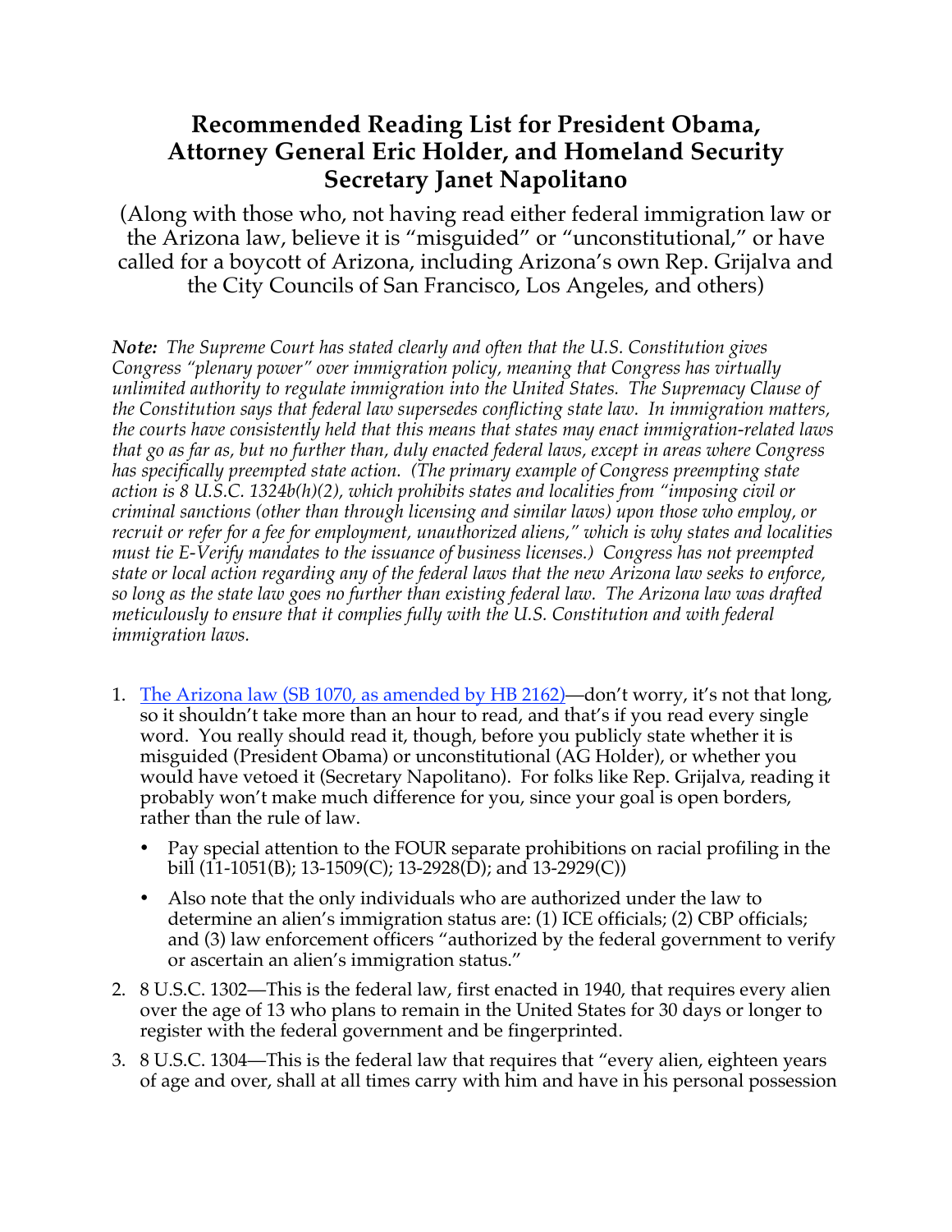# Recommended Reading List for President Obama, Attorney General Eric Holder, and Homeland Security Secretary Janet Napolitano

(Along with those who, not having read either federal immigration law or the Arizona law, believe it is "misguided" or "unconstitutional," or have called for a boycott of Arizona, including Arizona's own Rep. Grijalva and the City Councils of San Francisco, Los Angeles, and others)

***Note:*** *The Supreme Court has stated clearly and often that the U.S. Constitution gives Congress "plenary power" over immigration policy, meaning that Congress has virtually unlimited authority to regulate immigration into the United States. The Supremacy Clause of the Constitution says that federal law supersedes conflicting state law. In immigration matters, the courts have consistently held that this means that states may enact immigration-related laws that go as far as, but no further than, duly enacted federal laws, except in areas where Congress has specifically preempted state action. (The primary example of Congress preempting state action is 8 U.S.C. 1324b(h)(2), which prohibits states and localities from "imposing civil or criminal sanctions (other than through licensing and similar laws) upon those who employ, or recruit or refer for a fee for employment, unauthorized aliens," which is why states and localities must tie E-Verify mandates to the issuance of business licenses.) Congress has not preempted state or local action regarding any of the federal laws that the new Arizona law seeks to enforce, so long as the state law goes no further than existing federal law. The Arizona law was drafted meticulously to ensure that it complies fully with the U.S. Constitution and with federal immigration laws.*

1. The Arizona law (SB 1070, as amended by HB 2162)—don't worry, it's not that long, so it shouldn't take more than an hour to read, and that's if you read every single word. You really should read it, though, before you publicly state whether it is misguided (President Obama) or unconstitutional (AG Holder), or whether you would have vetoed it (Secretary Napolitano). For folks like Rep. Grijalva, reading it probably won't make much difference for you, since your goal is open borders, rather than the rule of law.
   - Pay special attention to the FOUR separate prohibitions on racial profiling in the bill (11-1051(B); 13-1509(C); 13-2928(D); and 13-2929(C))
   - Also note that the only individuals who are authorized under the law to determine an alien's immigration status are: (1) ICE officials; (2) CBP officials; and (3) law enforcement officers "authorized by the federal government to verify or ascertain an alien's immigration status."
2. 8 U.S.C. 1302—This is the federal law, first enacted in 1940, that requires every alien over the age of 13 who plans to remain in the United States for 30 days or longer to register with the federal government and be fingerprinted.
3. 8 U.S.C. 1304—This is the federal law that requires that "every alien, eighteen years of age and over, shall at all times carry with him and have in his personal possession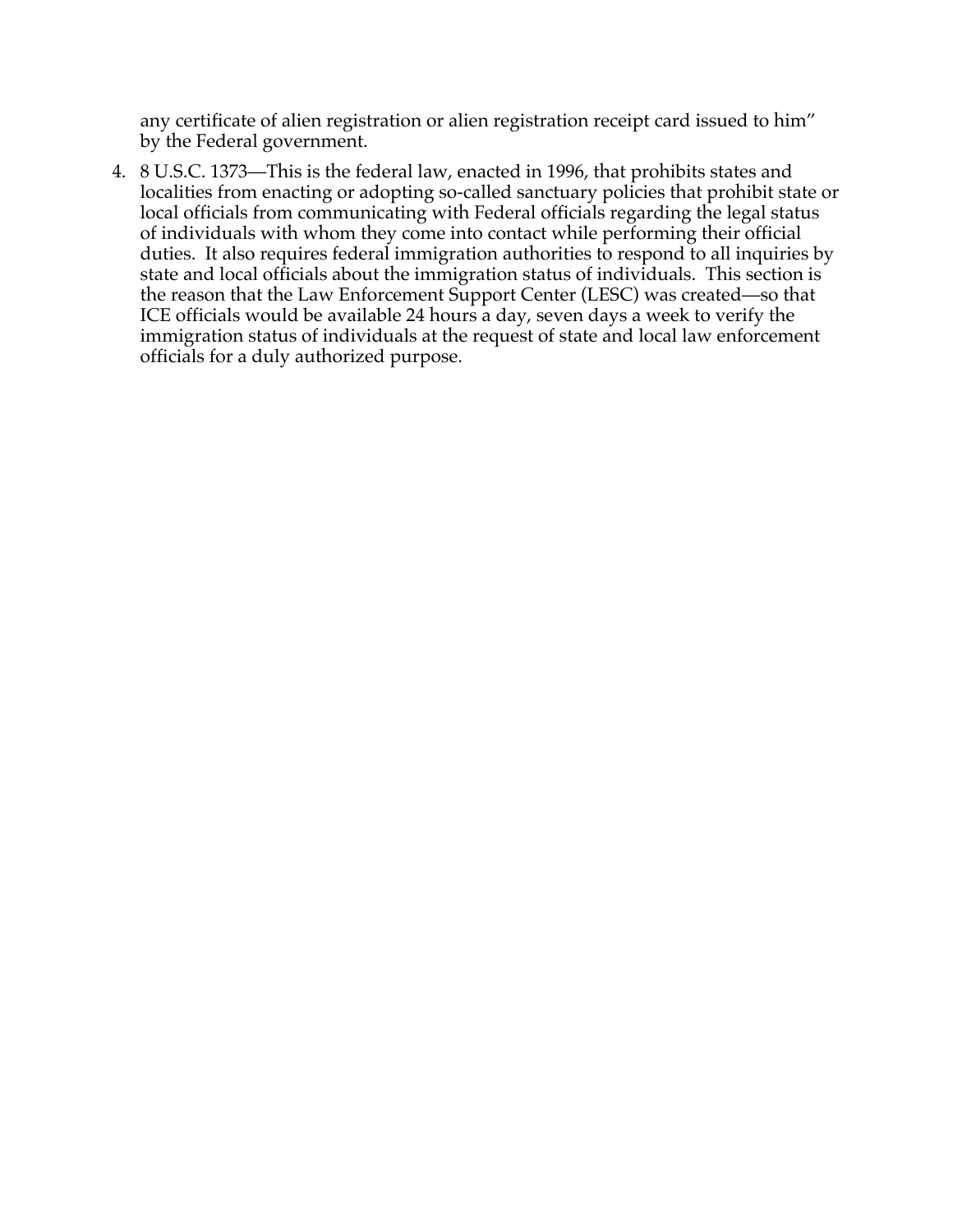any certificate of alien registration or alien registration receipt card issued to him" by the Federal government.

4. 8 U.S.C. 1373—This is the federal law, enacted in 1996, that prohibits states and localities from enacting or adopting so-called sanctuary policies that prohibit state or local officials from communicating with Federal officials regarding the legal status of individuals with whom they come into contact while performing their official duties. It also requires federal immigration authorities to respond to all inquiries by state and local officials about the immigration status of individuals. This section is the reason that the Law Enforcement Support Center (LESC) was created—so that ICE officials would be available 24 hours a day, seven days a week to verify the immigration status of individuals at the request of state and local law enforcement officials for a duly authorized purpose.